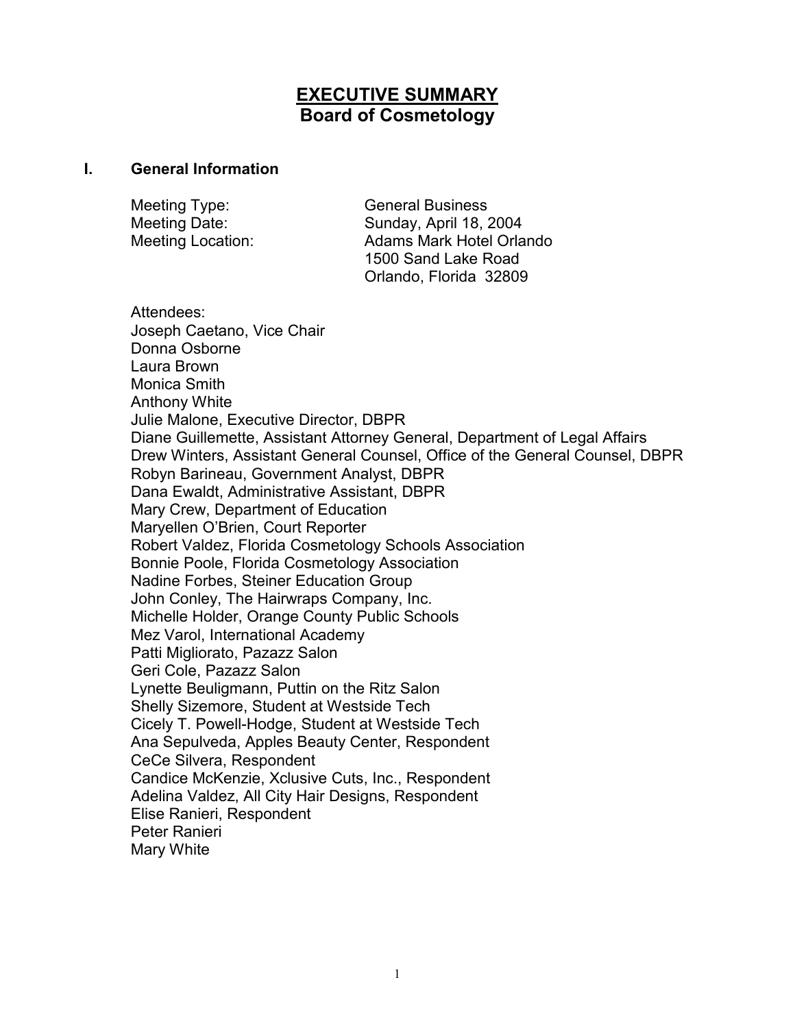# EXECUTIVE SUMMARY
## Board of Cosmetology

### I. General Information

Meeting Type: General Business
Meeting Date: Sunday, April 18, 2004
Meeting Location: Adams Mark Hotel Orlando
1500 Sand Lake Road
Orlando, Florida 32809

Attendees:
Joseph Caetano, Vice Chair
Donna Osborne
Laura Brown
Monica Smith
Anthony White
Julie Malone, Executive Director, DBPR
Diane Guillemette, Assistant Attorney General, Department of Legal Affairs
Drew Winters, Assistant General Counsel, Office of the General Counsel, DBPR
Robyn Barineau, Government Analyst, DBPR
Dana Ewaldt, Administrative Assistant, DBPR
Mary Crew, Department of Education
Maryellen O'Brien, Court Reporter
Robert Valdez, Florida Cosmetology Schools Association
Bonnie Poole, Florida Cosmetology Association
Nadine Forbes, Steiner Education Group
John Conley, The Hairwraps Company, Inc.
Michelle Holder, Orange County Public Schools
Mez Varol, International Academy
Patti Migliorato, Pazazz Salon
Geri Cole, Pazazz Salon
Lynette Beuligmann, Puttin on the Ritz Salon
Shelly Sizemore, Student at Westside Tech
Cicely T. Powell-Hodge, Student at Westside Tech
Ana Sepulveda, Apples Beauty Center, Respondent
CeCe Silvera, Respondent
Candice McKenzie, Xclusive Cuts, Inc., Respondent
Adelina Valdez, All City Hair Designs, Respondent
Elise Ranieri, Respondent
Peter Ranieri
Mary White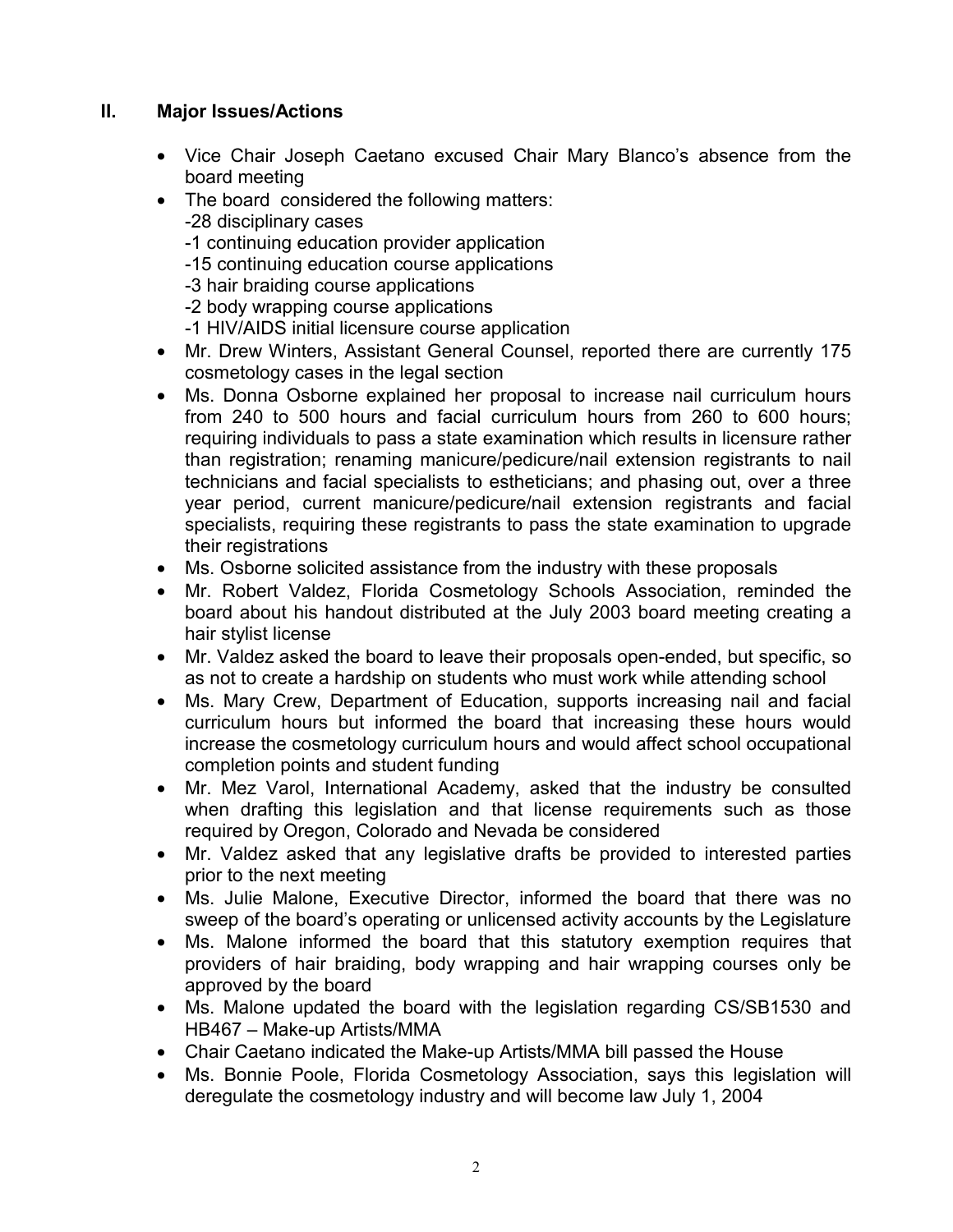## II. Major Issues/Actions

- Vice Chair Joseph Caetano excused Chair Mary Blanco's absence from the board meeting
- The board considered the following matters:
  - -28 disciplinary cases
  - -1 continuing education provider application
  - -15 continuing education course applications
  - -3 hair braiding course applications
  - -2 body wrapping course applications
  - -1 HIV/AIDS initial licensure course application
- Mr. Drew Winters, Assistant General Counsel, reported there are currently 175 cosmetology cases in the legal section
- Ms. Donna Osborne explained her proposal to increase nail curriculum hours from 240 to 500 hours and facial curriculum hours from 260 to 600 hours; requiring individuals to pass a state examination which results in licensure rather than registration; renaming manicure/pedicure/nail extension registrants to nail technicians and facial specialists to estheticians; and phasing out, over a three year period, current manicure/pedicure/nail extension registrants and facial specialists, requiring these registrants to pass the state examination to upgrade their registrations
- Ms. Osborne solicited assistance from the industry with these proposals
- Mr. Robert Valdez, Florida Cosmetology Schools Association, reminded the board about his handout distributed at the July 2003 board meeting creating a hair stylist license
- Mr. Valdez asked the board to leave their proposals open-ended, but specific, so as not to create a hardship on students who must work while attending school
- Ms. Mary Crew, Department of Education, supports increasing nail and facial curriculum hours but informed the board that increasing these hours would increase the cosmetology curriculum hours and would affect school occupational completion points and student funding
- Mr. Mez Varol, International Academy, asked that the industry be consulted when drafting this legislation and that license requirements such as those required by Oregon, Colorado and Nevada be considered
- Mr. Valdez asked that any legislative drafts be provided to interested parties prior to the next meeting
- Ms. Julie Malone, Executive Director, informed the board that there was no sweep of the board's operating or unlicensed activity accounts by the Legislature
- Ms. Malone informed the board that this statutory exemption requires that providers of hair braiding, body wrapping and hair wrapping courses only be approved by the board
- Ms. Malone updated the board with the legislation regarding CS/SB1530 and HB467 – Make-up Artists/MMA
- Chair Caetano indicated the Make-up Artists/MMA bill passed the House
- Ms. Bonnie Poole, Florida Cosmetology Association, says this legislation will deregulate the cosmetology industry and will become law July 1, 2004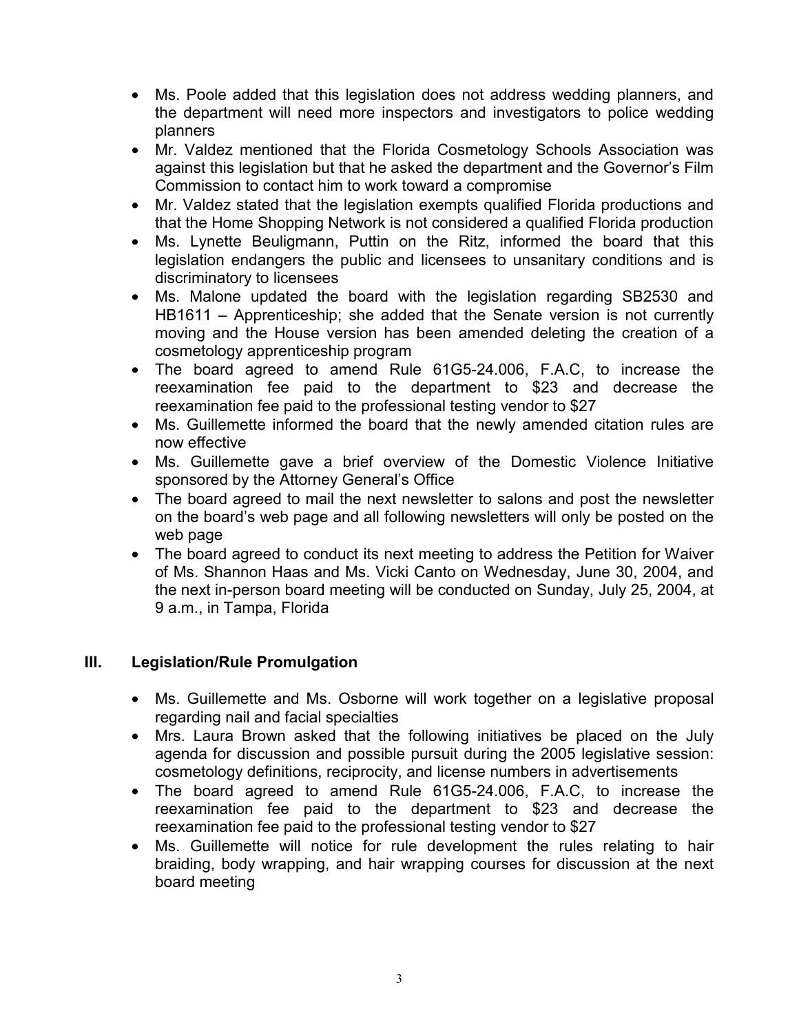- Ms. Poole added that this legislation does not address wedding planners, and the department will need more inspectors and investigators to police wedding planners
- Mr. Valdez mentioned that the Florida Cosmetology Schools Association was against this legislation but that he asked the department and the Governor's Film Commission to contact him to work toward a compromise
- Mr. Valdez stated that the legislation exempts qualified Florida productions and that the Home Shopping Network is not considered a qualified Florida production
- Ms. Lynette Beuligmann, Puttin on the Ritz, informed the board that this legislation endangers the public and licensees to unsanitary conditions and is discriminatory to licensees
- Ms. Malone updated the board with the legislation regarding SB2530 and HB1611 – Apprenticeship; she added that the Senate version is not currently moving and the House version has been amended deleting the creation of a cosmetology apprenticeship program
- The board agreed to amend Rule 61G5-24.006, F.A.C, to increase the reexamination fee paid to the department to $23 and decrease the reexamination fee paid to the professional testing vendor to $27
- Ms. Guillemette informed the board that the newly amended citation rules are now effective
- Ms. Guillemette gave a brief overview of the Domestic Violence Initiative sponsored by the Attorney General's Office
- The board agreed to mail the next newsletter to salons and post the newsletter on the board's web page and all following newsletters will only be posted on the web page
- The board agreed to conduct its next meeting to address the Petition for Waiver of Ms. Shannon Haas and Ms. Vicki Canto on Wednesday, June 30, 2004, and the next in-person board meeting will be conducted on Sunday, July 25, 2004, at 9 a.m., in Tampa, Florida

## III. Legislation/Rule Promulgation

- Ms. Guillemette and Ms. Osborne will work together on a legislative proposal regarding nail and facial specialties
- Mrs. Laura Brown asked that the following initiatives be placed on the July agenda for discussion and possible pursuit during the 2005 legislative session: cosmetology definitions, reciprocity, and license numbers in advertisements
- The board agreed to amend Rule 61G5-24.006, F.A.C, to increase the reexamination fee paid to the department to $23 and decrease the reexamination fee paid to the professional testing vendor to $27
- Ms. Guillemette will notice for rule development the rules relating to hair braiding, body wrapping, and hair wrapping courses for discussion at the next board meeting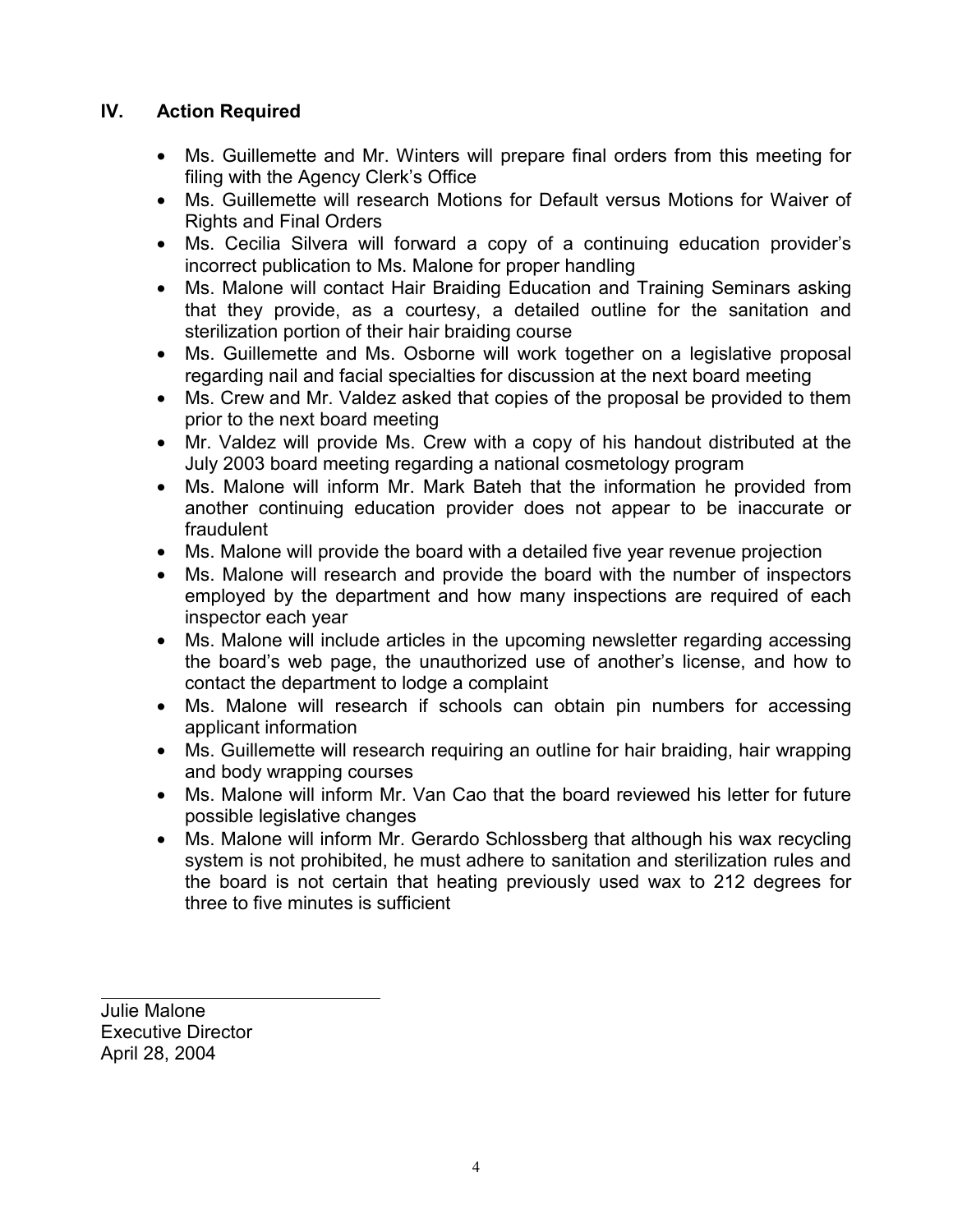## IV. Action Required

- Ms. Guillemette and Mr. Winters will prepare final orders from this meeting for filing with the Agency Clerk's Office
- Ms. Guillemette will research Motions for Default versus Motions for Waiver of Rights and Final Orders
- Ms. Cecilia Silvera will forward a copy of a continuing education provider's incorrect publication to Ms. Malone for proper handling
- Ms. Malone will contact Hair Braiding Education and Training Seminars asking that they provide, as a courtesy, a detailed outline for the sanitation and sterilization portion of their hair braiding course
- Ms. Guillemette and Ms. Osborne will work together on a legislative proposal regarding nail and facial specialties for discussion at the next board meeting
- Ms. Crew and Mr. Valdez asked that copies of the proposal be provided to them prior to the next board meeting
- Mr. Valdez will provide Ms. Crew with a copy of his handout distributed at the July 2003 board meeting regarding a national cosmetology program
- Ms. Malone will inform Mr. Mark Bateh that the information he provided from another continuing education provider does not appear to be inaccurate or fraudulent
- Ms. Malone will provide the board with a detailed five year revenue projection
- Ms. Malone will research and provide the board with the number of inspectors employed by the department and how many inspections are required of each inspector each year
- Ms. Malone will include articles in the upcoming newsletter regarding accessing the board's web page, the unauthorized use of another's license, and how to contact the department to lodge a complaint
- Ms. Malone will research if schools can obtain pin numbers for accessing applicant information
- Ms. Guillemette will research requiring an outline for hair braiding, hair wrapping and body wrapping courses
- Ms. Malone will inform Mr. Van Cao that the board reviewed his letter for future possible legislative changes
- Ms. Malone will inform Mr. Gerardo Schlossberg that although his wax recycling system is not prohibited, he must adhere to sanitation and sterilization rules and the board is not certain that heating previously used wax to 212 degrees for three to five minutes is sufficient

Julie Malone
Executive Director
April 28, 2004